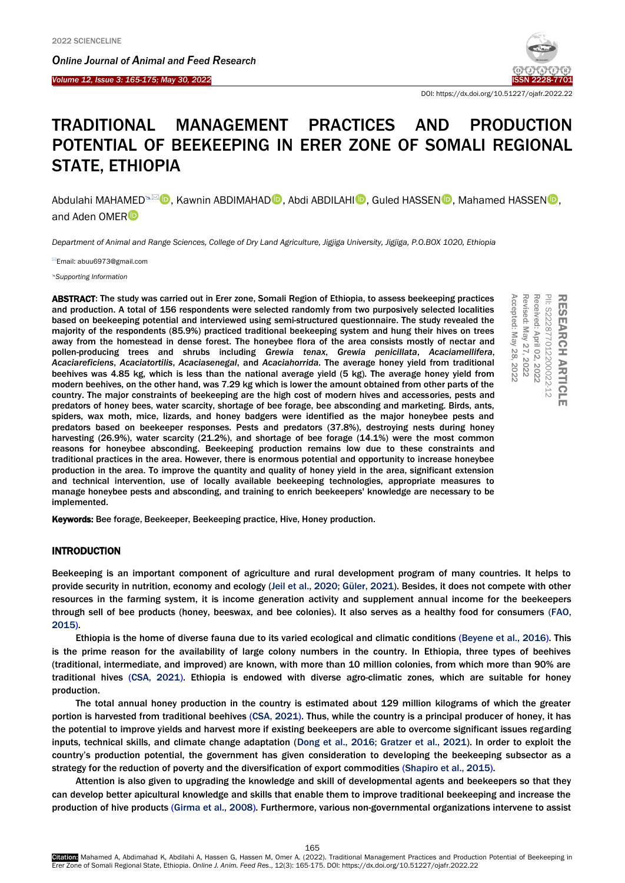# TRADITIONAL MANAGEMENT PRACTICES AND PRODUCTION POTENTIAL OF BEEKEEPING IN ERER ZONE OF SOMALI REGIONAL STATE, ETHIOPIA

Abdulahi MAHAMED, Kawnin ABDIMAHAD, Abdi ABDILAHI, Guled HASSEN, Mahamed HASSEN, and Aden OMER

*Department of Animal and Range Sciences, College of Dry Land Agriculture, Jigjiga University, Jigjiga, P.O.BOX 1020, Ethiopia*

Email: abuu6973@gmail.com

*Supporting Information*

RESEARCH ARTICLE
PII: S222877012200022-12
Received: April 02, 2022
Revised: May 27, 2022
Accepted: May 28, 2022

**ABSTRACT**: The study was carried out in Erer zone, Somali Region of Ethiopia, to assess beekeeping practices and production. A total of 156 respondents were selected randomly from two purposively selected localities based on beekeeping potential and interviewed using semi-structured questionnaire. The study revealed the majority of the respondents (85.9%) practiced traditional beekeeping system and hung their hives on trees away from the homestead in dense forest. The honeybee flora of the area consists mostly of nectar and pollen-producing trees and shrubs including *Grewia tenax*, *Grewia penicillata*, *Acaciamellifera*, *Acaciareficiens*, *Acaciatortilis*, *Acaciasenegal*, and *Acaciahorrida*. The average honey yield from traditional beehives was 4.85 kg, which is less than the national average yield (5 kg). The average honey yield from modern beehives, on the other hand, was 7.29 kg which is lower the amount obtained from other parts of the country. The major constraints of beekeeping are the high cost of modern hives and accessories, pests and predators of honey bees, water scarcity, shortage of bee forage, bee absconding and marketing. Birds, ants, spiders, wax moth, mice, lizards, and honey badgers were identified as the major honeybee pests and predators based on beekeeper responses. Pests and predators (37.8%), destroying nests during honey harvesting (26.9%), water scarcity (21.2%), and shortage of bee forage (14.1%) were the most common reasons for honeybee absconding. Beekeeping production remains low due to these constraints and traditional practices in the area. However, there is enormous potential and opportunity to increase honeybee production in the area. To improve the quantity and quality of honey yield in the area, significant extension and technical intervention, use of locally available beekeeping technologies, appropriate measures to manage honeybee pests and absconding, and training to enrich beekeepers' knowledge are necessary to be implemented.

**Keywords:** Bee forage, Beekeeper, Beekeeping practice, Hive, Honey production.

## INTRODUCTION

Beekeeping is an important component of agriculture and rural development program of many countries. It helps to provide security in nutrition, economy and ecology (Jeil et al., 2020; Güler, 2021). Besides, it does not compete with other resources in the farming system, it is income generation activity and supplement annual income for the beekeepers through sell of bee products (honey, beeswax, and bee colonies). It also serves as a healthy food for consumers (FAO, 2015).

Ethiopia is the home of diverse fauna due to its varied ecological and climatic conditions (Beyene et al., 2016). This is the prime reason for the availability of large colony numbers in the country. In Ethiopia, three types of beehives (traditional, intermediate, and improved) are known, with more than 10 million colonies, from which more than 90% are traditional hives (CSA, 2021). Ethiopia is endowed with diverse agro-climatic zones, which are suitable for honey production.

The total annual honey production in the country is estimated about 129 million kilograms of which the greater portion is harvested from traditional beehives (CSA, 2021). Thus, while the country is a principal producer of honey, it has the potential to improve yields and harvest more if existing beekeepers are able to overcome significant issues regarding inputs, technical skills, and climate change adaptation (Dong et al., 2016; Gratzer et al., 2021). In order to exploit the country's production potential, the government has given consideration to developing the beekeeping subsector as a strategy for the reduction of poverty and the diversification of export commodities (Shapiro et al., 2015).

Attention is also given to upgrading the knowledge and skill of developmental agents and beekeepers so that they can develop better apicultural knowledge and skills that enable them to improve traditional beekeeping and increase the production of hive products (Girma et al., 2008). Furthermore, various non-governmental organizations intervene to assist

**Citation:** Mahamed A, Abdimahad K, Abdilahi A, Hassen G, Hassen M, Omer A. (2022). Traditional Management Practices and Production Potential of Beekeeping in Erer Zone of Somali Regional State, Ethiopia. *Online J. Anim. Feed Res.*, 12(3): 165-175. DOI: https://dx.doi.org/10.51227/ojafr.2022.22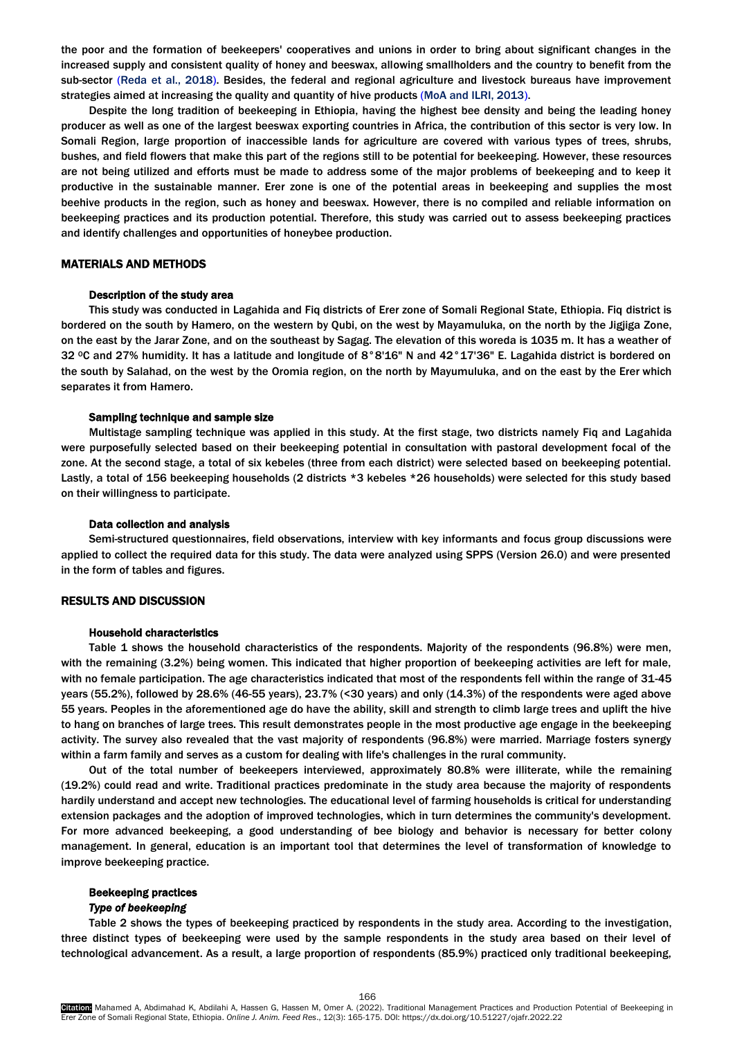the poor and the formation of beekeepers' cooperatives and unions in order to bring about significant changes in the increased supply and consistent quality of honey and beeswax, allowing smallholders and the country to benefit from the sub-sector (Reda et al., 2018). Besides, the federal and regional agriculture and livestock bureaus have improvement strategies aimed at increasing the quality and quantity of hive products (MoA and ILRI, 2013).

Despite the long tradition of beekeeping in Ethiopia, having the highest bee density and being the leading honey producer as well as one of the largest beeswax exporting countries in Africa, the contribution of this sector is very low. In Somali Region, large proportion of inaccessible lands for agriculture are covered with various types of trees, shrubs, bushes, and field flowers that make this part of the regions still to be potential for beekeeping. However, these resources are not being utilized and efforts must be made to address some of the major problems of beekeeping and to keep it productive in the sustainable manner. Erer zone is one of the potential areas in beekeeping and supplies the most beehive products in the region, such as honey and beeswax. However, there is no compiled and reliable information on beekeeping practices and its production potential. Therefore, this study was carried out to assess beekeeping practices and identify challenges and opportunities of honeybee production.

## MATERIALS AND METHODS

### Description of the study area

This study was conducted in Lagahida and Fiq districts of Erer zone of Somali Regional State, Ethiopia. Fiq district is bordered on the south by Hamero, on the western by Qubi, on the west by Mayamuluka, on the north by the Jigjiga Zone, on the east by the Jarar Zone, and on the southeast by Sagag. The elevation of this woreda is 1035 m. It has a weather of 32 $^{0}$C and 27% humidity. It has a latitude and longitude of 8°8'16" N and 42°17'36" E. Lagahida district is bordered on the south by Salahad, on the west by the Oromia region, on the north by Mayumuluka, and on the east by the Erer which separates it from Hamero.

### Sampling technique and sample size

Multistage sampling technique was applied in this study. At the first stage, two districts namely Fiq and Lagahida were purposefully selected based on their beekeeping potential in consultation with pastoral development focal of the zone. At the second stage, a total of six kebeles (three from each district) were selected based on beekeeping potential. Lastly, a total of 156 beekeeping households (2 districts *3 kebeles *26 households) were selected for this study based on their willingness to participate.

### Data collection and analysis

Semi-structured questionnaires, field observations, interview with key informants and focus group discussions were applied to collect the required data for this study. The data were analyzed using SPPS (Version 26.0) and were presented in the form of tables and figures.

## RESULTS AND DISCUSSION

### Household characteristics

Table 1 shows the household characteristics of the respondents. Majority of the respondents (96.8%) were men, with the remaining (3.2%) being women. This indicated that higher proportion of beekeeping activities are left for male, with no female participation. The age characteristics indicated that most of the respondents fell within the range of 31-45 years (55.2%), followed by 28.6% (46-55 years), 23.7% (<30 years) and only (14.3%) of the respondents were aged above 55 years. Peoples in the aforementioned age do have the ability, skill and strength to climb large trees and uplift the hive to hang on branches of large trees. This result demonstrates people in the most productive age engage in the beekeeping activity. The survey also revealed that the vast majority of respondents (96.8%) were married. Marriage fosters synergy within a farm family and serves as a custom for dealing with life's challenges in the rural community.

Out of the total number of beekeepers interviewed, approximately 80.8% were illiterate, while the remaining (19.2%) could read and write. Traditional practices predominate in the study area because the majority of respondents hardly understand and accept new technologies. The educational level of farming households is critical for understanding extension packages and the adoption of improved technologies, which in turn determines the community's development. For more advanced beekeeping, a good understanding of bee biology and behavior is necessary for better colony management. In general, education is an important tool that determines the level of transformation of knowledge to improve beekeeping practice.

### Beekeeping practices

#### *Type of beekeeping*

Table 2 shows the types of beekeeping practiced by respondents in the study area. According to the investigation, three distinct types of beekeeping were used by the sample respondents in the study area based on their level of technological advancement. As a result, a large proportion of respondents (85.9%) practiced only traditional beekeeping,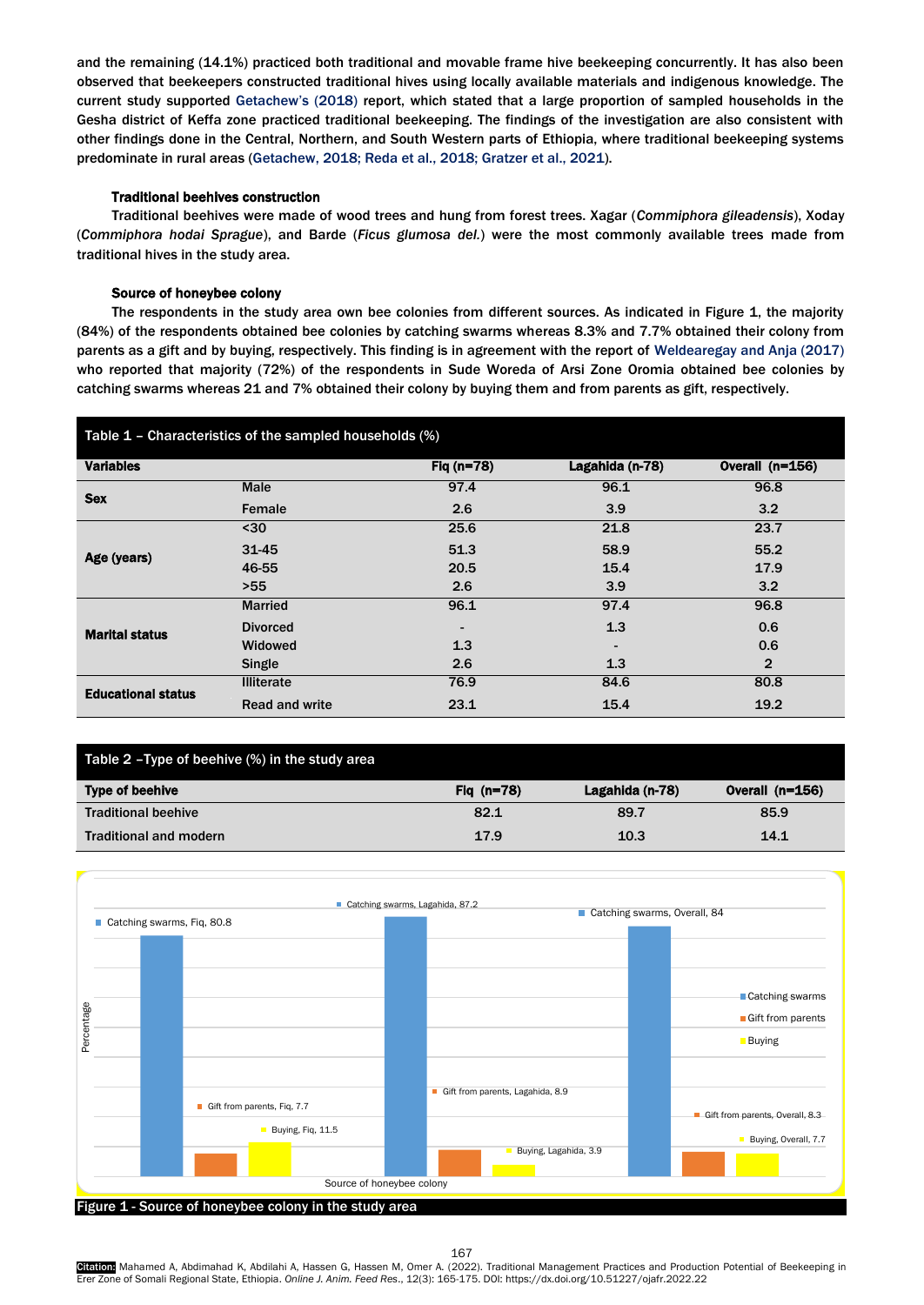and the remaining (14.1%) practiced both traditional and movable frame hive beekeeping concurrently. It has also been observed that beekeepers constructed traditional hives using locally available materials and indigenous knowledge. The current study supported Getachew's (2018) report, which stated that a large proportion of sampled households in the Gesha district of Keffa zone practiced traditional beekeeping. The findings of the investigation are also consistent with other findings done in the Central, Northern, and South Western parts of Ethiopia, where traditional beekeeping systems predominate in rural areas (Getachew, 2018; Reda et al., 2018; Gratzer et al., 2021).

### Traditional beehives construction

Traditional beehives were made of wood trees and hung from forest trees. Xagar (*Commiphora gileadensis*), Xoday (*Commiphora hodai Sprague*), and Barde (*Ficus glumosa del.*) were the most commonly available trees made from traditional hives in the study area.

### Source of honeybee colony

The respondents in the study area own bee colonies from different sources. As indicated in Figure 1, the majority (84%) of the respondents obtained bee colonies by catching swarms whereas 8.3% and 7.7% obtained their colony from parents as a gift and by buying, respectively. This finding is in agreement with the report of Weldearegay and Anja (2017) who reported that majority (72%) of the respondents in Sude Woreda of Arsi Zone Oromia obtained bee colonies by catching swarms whereas 21 and 7% obtained their colony by buying them and from parents as gift, respectively.

**Table 1 – Characteristics of the sampled households (%)**

| Variables | | Fiq (n=78) | Lagahida (n-78) | Overall (n=156) |
|---|---|---|---|---|
| Sex | Male | 97.4 | 96.1 | 96.8 |
| | Female | 2.6 | 3.9 | 3.2 |
| Age (years) | <30 | 25.6 | 21.8 | 23.7 |
| | 31-45 | 51.3 | 58.9 | 55.2 |
| | 46-55 | 20.5 | 15.4 | 17.9 |
| | >55 | 2.6 | 3.9 | 3.2 |
| Marital status | Married | 96.1 | 97.4 | 96.8 |
| | Divorced | - | 1.3 | 0.6 |
| | Widowed | 1.3 | - | 0.6 |
| | Single | 2.6 | 1.3 | 2 |
| Educational status | Illiterate | 76.9 | 84.6 | 80.8 |
| | Read and write | 23.1 | 15.4 | 19.2 |

**Table 2 –Type of beehive (%) in the study area**

| Type of beehive | Fiq (n=78) | Lagahida (n-78) | Overall (n=156) |
|---|---|---|---|
| Traditional beehive | 82.1 | 89.7 | 85.9 |
| Traditional and modern | 17.9 | 10.3 | 14.1 |

| Source of honeybee colony | Fiq | Lagahida | Overall |
|---|---|---|---|
| Catching swarms | 80.8 | 87.2 | 84 |
| Gift from parents | 7.7 | 8.9 | 8.3 |
| Buying | 11.5 | 3.9 | 7.7 |

**Figure 1 - Source of honeybee colony in the study area**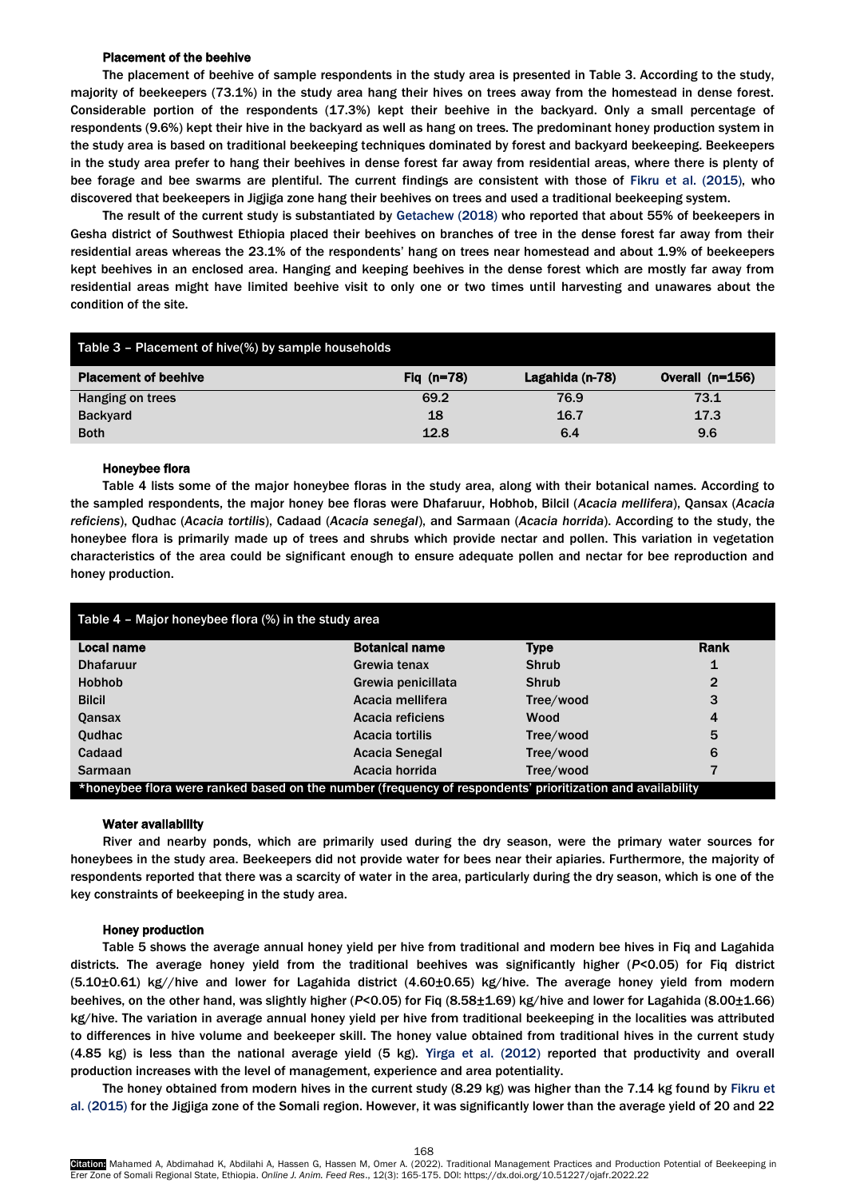### Placement of the beehive

The placement of beehive of sample respondents in the study area is presented in Table 3. According to the study, majority of beekeepers (73.1%) in the study area hang their hives on trees away from the homestead in dense forest. Considerable portion of the respondents (17.3%) kept their beehive in the backyard. Only a small percentage of respondents (9.6%) kept their hive in the backyard as well as hang on trees. The predominant honey production system in the study area is based on traditional beekeeping techniques dominated by forest and backyard beekeeping. Beekeepers in the study area prefer to hang their beehives in dense forest far away from residential areas, where there is plenty of bee forage and bee swarms are plentiful. The current findings are consistent with those of Fikru et al. (2015), who discovered that beekeepers in Jigjiga zone hang their beehives on trees and used a traditional beekeeping system.

The result of the current study is substantiated by Getachew (2018) who reported that about 55% of beekeepers in Gesha district of Southwest Ethiopia placed their beehives on branches of tree in the dense forest far away from their residential areas whereas the 23.1% of the respondents' hang on trees near homestead and about 1.9% of beekeepers kept beehives in an enclosed area. Hanging and keeping beehives in the dense forest which are mostly far away from residential areas might have limited beehive visit to only one or two times until harvesting and unawares about the condition of the site.

Table 3 – Placement of hive(%) by sample households

| Placement of beehive | Fiq (n=78) | Lagahida (n-78) | Overall (n=156) |
|---|---|---|---|
| Hanging on trees | 69.2 | 76.9 | 73.1 |
| Backyard | 18 | 16.7 | 17.3 |
| Both | 12.8 | 6.4 | 9.6 |

### Honeybee flora

Table 4 lists some of the major honeybee floras in the study area, along with their botanical names. According to the sampled respondents, the major honey bee floras were Dhafaruur, Hobhob, Bilcil (*Acacia mellifera*), Qansax (*Acacia reficiens*), Qudhac (*Acacia tortilis*), Cadaad (*Acacia senegal*), and Sarmaan (*Acacia horrida*). According to the study, the honeybee flora is primarily made up of trees and shrubs which provide nectar and pollen. This variation in vegetation characteristics of the area could be significant enough to ensure adequate pollen and nectar for bee reproduction and honey production.

Table 4 – Major honeybee flora (%) in the study area

| Local name | Botanical name | Type | Rank |
|---|---|---|---|
| Dhafaruur | Grewia tenax | Shrub | 1 |
| Hobhob | Grewia penicillata | Shrub | 2 |
| Bilcil | Acacia mellifera | Tree/wood | 3 |
| Qansax | Acacia reficiens | Wood | 4 |
| Qudhac | Acacia tortilis | Tree/wood | 5 |
| Cadaad | Acacia Senegal | Tree/wood | 6 |
| Sarmaan | Acacia horrida | Tree/wood | 7 |

*honeybee flora were ranked based on the number (frequency of respondents' prioritization and availability

### Water availability

River and nearby ponds, which are primarily used during the dry season, were the primary water sources for honeybees in the study area. Beekeepers did not provide water for bees near their apiaries. Furthermore, the majority of respondents reported that there was a scarcity of water in the area, particularly during the dry season, which is one of the key constraints of beekeeping in the study area.

### Honey production

Table 5 shows the average annual honey yield per hive from traditional and modern bee hives in Fiq and Lagahida districts. The average honey yield from the traditional beehives was significantly higher ($P<0.05$) for Fiq district (5.10±0.61) kg//hive and lower for Lagahida district (4.60±0.65) kg/hive. The average honey yield from modern beehives, on the other hand, was slightly higher ($P<0.05$) for Fiq (8.58±1.69) kg/hive and lower for Lagahida (8.00±1.66) kg/hive. The variation in average annual honey yield per hive from traditional beekeeping in the localities was attributed to differences in hive volume and beekeeper skill. The honey value obtained from traditional hives in the current study (4.85 kg) is less than the national average yield (5 kg). Yirga et al. (2012) reported that productivity and overall production increases with the level of management, experience and area potentiality.

The honey obtained from modern hives in the current study (8.29 kg) was higher than the 7.14 kg found by Fikru et al. (2015) for the Jigjiga zone of the Somali region. However, it was significantly lower than the average yield of 20 and 22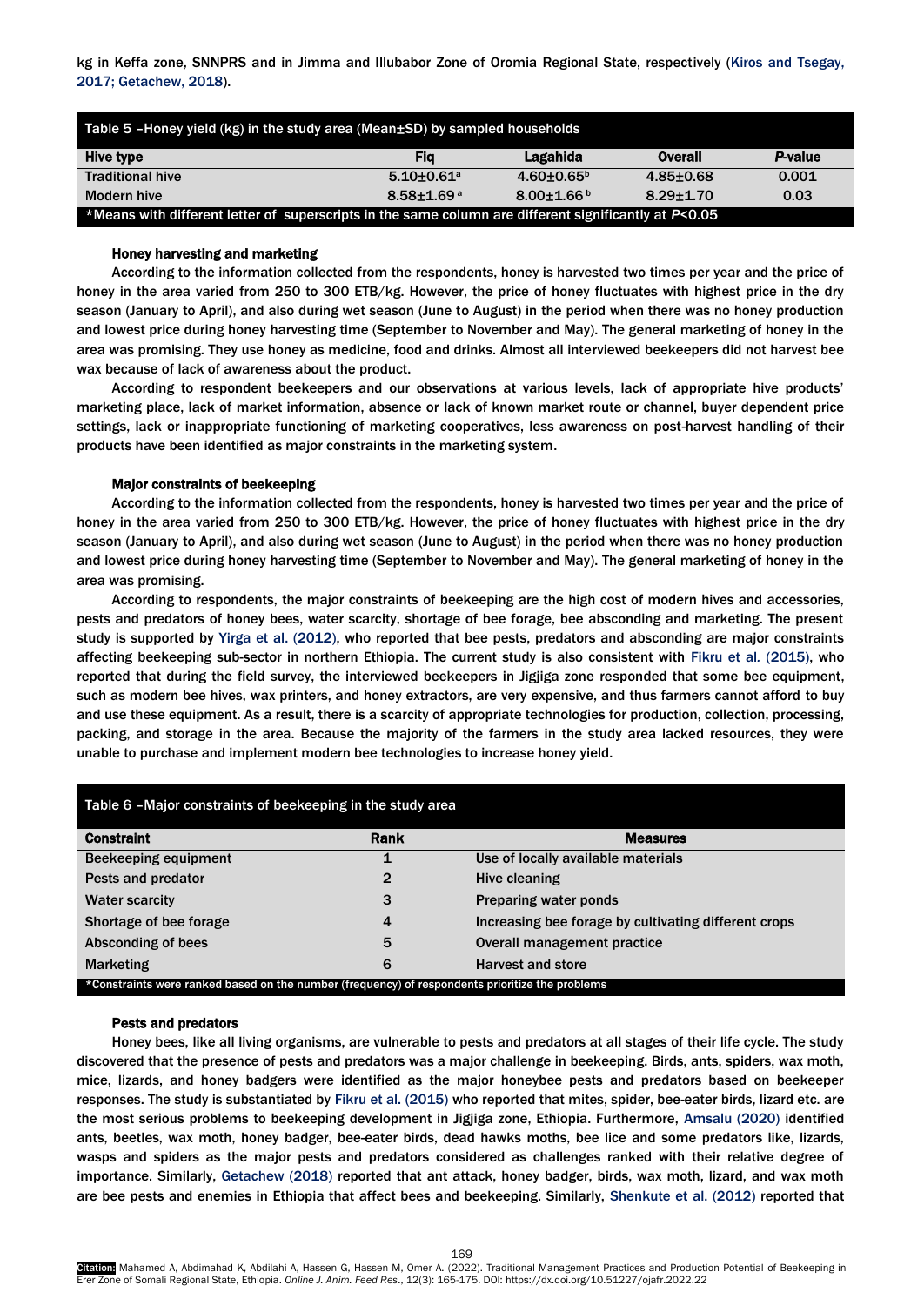kg in Keffa zone, SNNPRS and in Jimma and Illubabor Zone of Oromia Regional State, respectively (Kiros and Tsegay, 2017; Getachew, 2018).

Table 5 –Honey yield (kg) in the study area (Mean±SD) by sampled households

| Hive type | Fiq | Lagahida | Overall | *P*-value |
|---|---|---|---|---|
| Traditional hive | 5.10±0.61[a] | 4.60±0.65[b] | 4.85±0.68 | 0.001 |
| Modern hive | 8.58±1.69[a] | 8.00±1.66[b] | 8.29±1.70 | 0.03 |

*Means with different letter of superscripts in the same column are different significantly at $P<0.05$

#### Honey harvesting and marketing

According to the information collected from the respondents, honey is harvested two times per year and the price of honey in the area varied from 250 to 300 ETB/kg. However, the price of honey fluctuates with highest price in the dry season (January to April), and also during wet season (June to August) in the period when there was no honey production and lowest price during honey harvesting time (September to November and May). The general marketing of honey in the area was promising. They use honey as medicine, food and drinks. Almost all interviewed beekeepers did not harvest bee wax because of lack of awareness about the product.

According to respondent beekeepers and our observations at various levels, lack of appropriate hive products' marketing place, lack of market information, absence or lack of known market route or channel, buyer dependent price settings, lack or inappropriate functioning of marketing cooperatives, less awareness on post-harvest handling of their products have been identified as major constraints in the marketing system.

#### Major constraints of beekeeping

According to the information collected from the respondents, honey is harvested two times per year and the price of honey in the area varied from 250 to 300 ETB/kg. However, the price of honey fluctuates with highest price in the dry season (January to April), and also during wet season (June to August) in the period when there was no honey production and lowest price during honey harvesting time (September to November and May). The general marketing of honey in the area was promising.

According to respondents, the major constraints of beekeeping are the high cost of modern hives and accessories, pests and predators of honey bees, water scarcity, shortage of bee forage, bee absconding and marketing. The present study is supported by Yirga et al. (2012), who reported that bee pests, predators and absconding are major constraints affecting beekeeping sub-sector in northern Ethiopia. The current study is also consistent with Fikru et al. (2015), who reported that during the field survey, the interviewed beekeepers in Jigjiga zone responded that some bee equipment, such as modern bee hives, wax printers, and honey extractors, are very expensive, and thus farmers cannot afford to buy and use these equipment. As a result, there is a scarcity of appropriate technologies for production, collection, processing, packing, and storage in the area. Because the majority of the farmers in the study area lacked resources, they were unable to purchase and implement modern bee technologies to increase honey yield.

Table 6 –Major constraints of beekeeping in the study area

| Constraint | Rank | Measures |
|---|---|---|
| Beekeeping equipment | 1 | Use of locally available materials |
| Pests and predator | 2 | Hive cleaning |
| Water scarcity | 3 | Preparing water ponds |
| Shortage of bee forage | 4 | Increasing bee forage by cultivating different crops |
| Absconding of bees | 5 | Overall management practice |
| Marketing | 6 | Harvest and store |

*Constraints were ranked based on the number (frequency) of respondents prioritize the problems

#### Pests and predators

Honey bees, like all living organisms, are vulnerable to pests and predators at all stages of their life cycle. The study discovered that the presence of pests and predators was a major challenge in beekeeping. Birds, ants, spiders, wax moth, mice, lizards, and honey badgers were identified as the major honeybee pests and predators based on beekeeper responses. The study is substantiated by Fikru et al. (2015) who reported that mites, spider, bee-eater birds, lizard etc. are the most serious problems to beekeeping development in Jigjiga zone, Ethiopia. Furthermore, Amsalu (2020) identified ants, beetles, wax moth, honey badger, bee-eater birds, dead hawks moths, bee lice and some predators like, lizards, wasps and spiders as the major pests and predators considered as challenges ranked with their relative degree of importance. Similarly, Getachew (2018) reported that ant attack, honey badger, birds, wax moth, lizard, and wax moth are bee pests and enemies in Ethiopia that affect bees and beekeeping. Similarly, Shenkute et al. (2012) reported that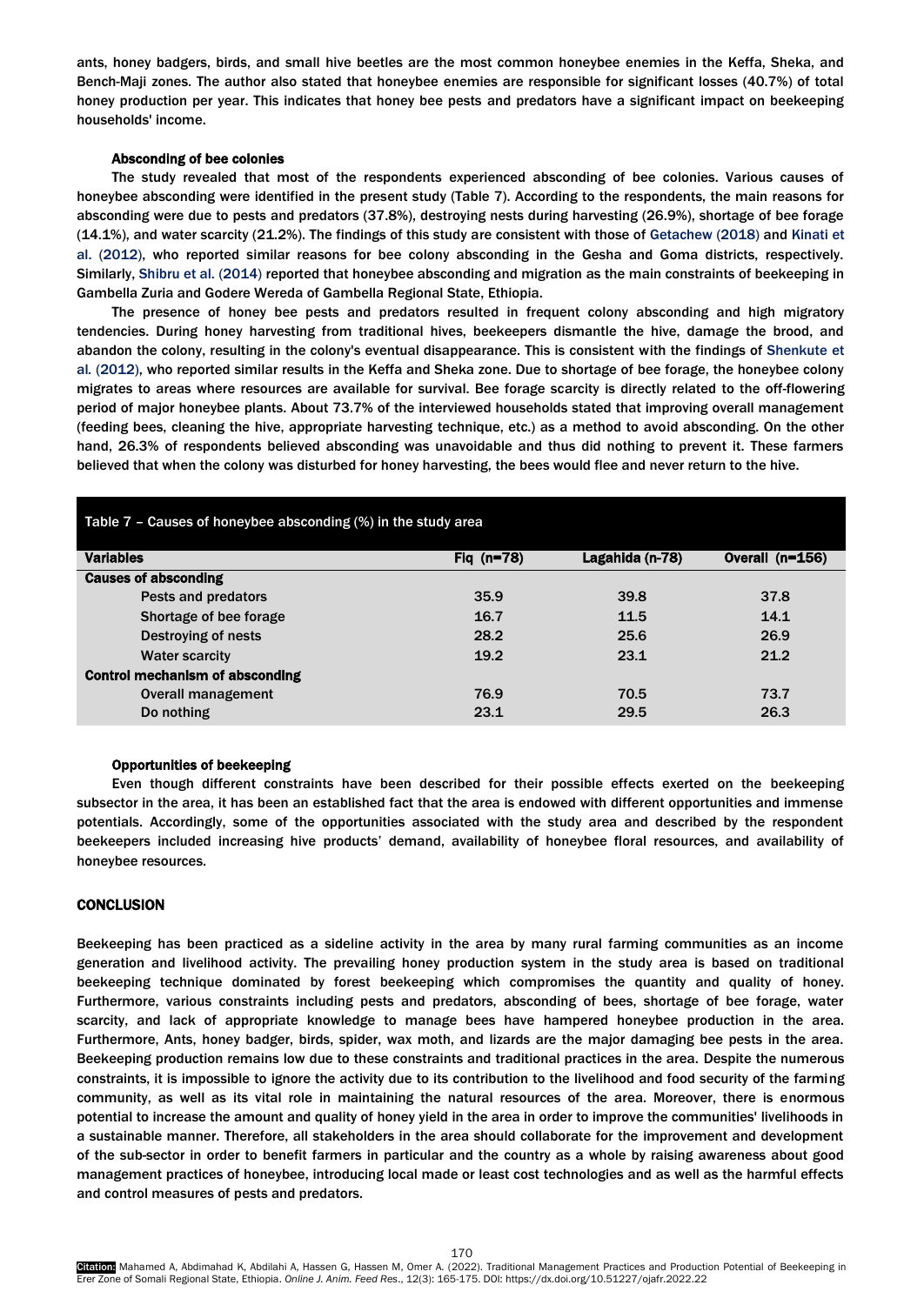ants, honey badgers, birds, and small hive beetles are the most common honeybee enemies in the Keffa, Sheka, and Bench-Maji zones. The author also stated that honeybee enemies are responsible for significant losses (40.7%) of total honey production per year. This indicates that honey bee pests and predators have a significant impact on beekeeping households' income.

### Absconding of bee colonies

The study revealed that most of the respondents experienced absconding of bee colonies. Various causes of honeybee absconding were identified in the present study (Table 7). According to the respondents, the main reasons for absconding were due to pests and predators (37.8%), destroying nests during harvesting (26.9%), shortage of bee forage (14.1%), and water scarcity (21.2%). The findings of this study are consistent with those of Getachew (2018) and Kinati et al. (2012), who reported similar reasons for bee colony absconding in the Gesha and Goma districts, respectively. Similarly, Shibru et al. (2014) reported that honeybee absconding and migration as the main constraints of beekeeping in Gambella Zuria and Godere Wereda of Gambella Regional State, Ethiopia.

The presence of honey bee pests and predators resulted in frequent colony absconding and high migratory tendencies. During honey harvesting from traditional hives, beekeepers dismantle the hive, damage the brood, and abandon the colony, resulting in the colony's eventual disappearance. This is consistent with the findings of Shenkute et al. (2012), who reported similar results in the Keffa and Sheka zone. Due to shortage of bee forage, the honeybee colony migrates to areas where resources are available for survival. Bee forage scarcity is directly related to the off-flowering period of major honeybee plants. About 73.7% of the interviewed households stated that improving overall management (feeding bees, cleaning the hive, appropriate harvesting technique, etc.) as a method to avoid absconding. On the other hand, 26.3% of respondents believed absconding was unavoidable and thus did nothing to prevent it. These farmers believed that when the colony was disturbed for honey harvesting, the bees would flee and never return to the hive.

Table 7 – Causes of honeybee absconding (%) in the study area

| Variables | Fiq (n=78) | Lagahida (n-78) | Overall (n=156) |
|---|---|---|---|
| **Causes of absconding** | | | |
| Pests and predators | 35.9 | 39.8 | 37.8 |
| Shortage of bee forage | 16.7 | 11.5 | 14.1 |
| Destroying of nests | 28.2 | 25.6 | 26.9 |
| Water scarcity | 19.2 | 23.1 | 21.2 |
| **Control mechanism of absconding** | | | |
| Overall management | 76.9 | 70.5 | 73.7 |
| Do nothing | 23.1 | 29.5 | 26.3 |

### Opportunities of beekeeping

Even though different constraints have been described for their possible effects exerted on the beekeeping subsector in the area, it has been an established fact that the area is endowed with different opportunities and immense potentials. Accordingly, some of the opportunities associated with the study area and described by the respondent beekeepers included increasing hive products' demand, availability of honeybee floral resources, and availability of honeybee resources.

## CONCLUSION

Beekeeping has been practiced as a sideline activity in the area by many rural farming communities as an income generation and livelihood activity. The prevailing honey production system in the study area is based on traditional beekeeping technique dominated by forest beekeeping which compromises the quantity and quality of honey. Furthermore, various constraints including pests and predators, absconding of bees, shortage of bee forage, water scarcity, and lack of appropriate knowledge to manage bees have hampered honeybee production in the area. Furthermore, Ants, honey badger, birds, spider, wax moth, and lizards are the major damaging bee pests in the area. Beekeeping production remains low due to these constraints and traditional practices in the area. Despite the numerous constraints, it is impossible to ignore the activity due to its contribution to the livelihood and food security of the farming community, as well as its vital role in maintaining the natural resources of the area. Moreover, there is enormous potential to increase the amount and quality of honey yield in the area in order to improve the communities' livelihoods in a sustainable manner. Therefore, all stakeholders in the area should collaborate for the improvement and development of the sub-sector in order to benefit farmers in particular and the country as a whole by raising awareness about good management practices of honeybee, introducing local made or least cost technologies and as well as the harmful effects and control measures of pests and predators.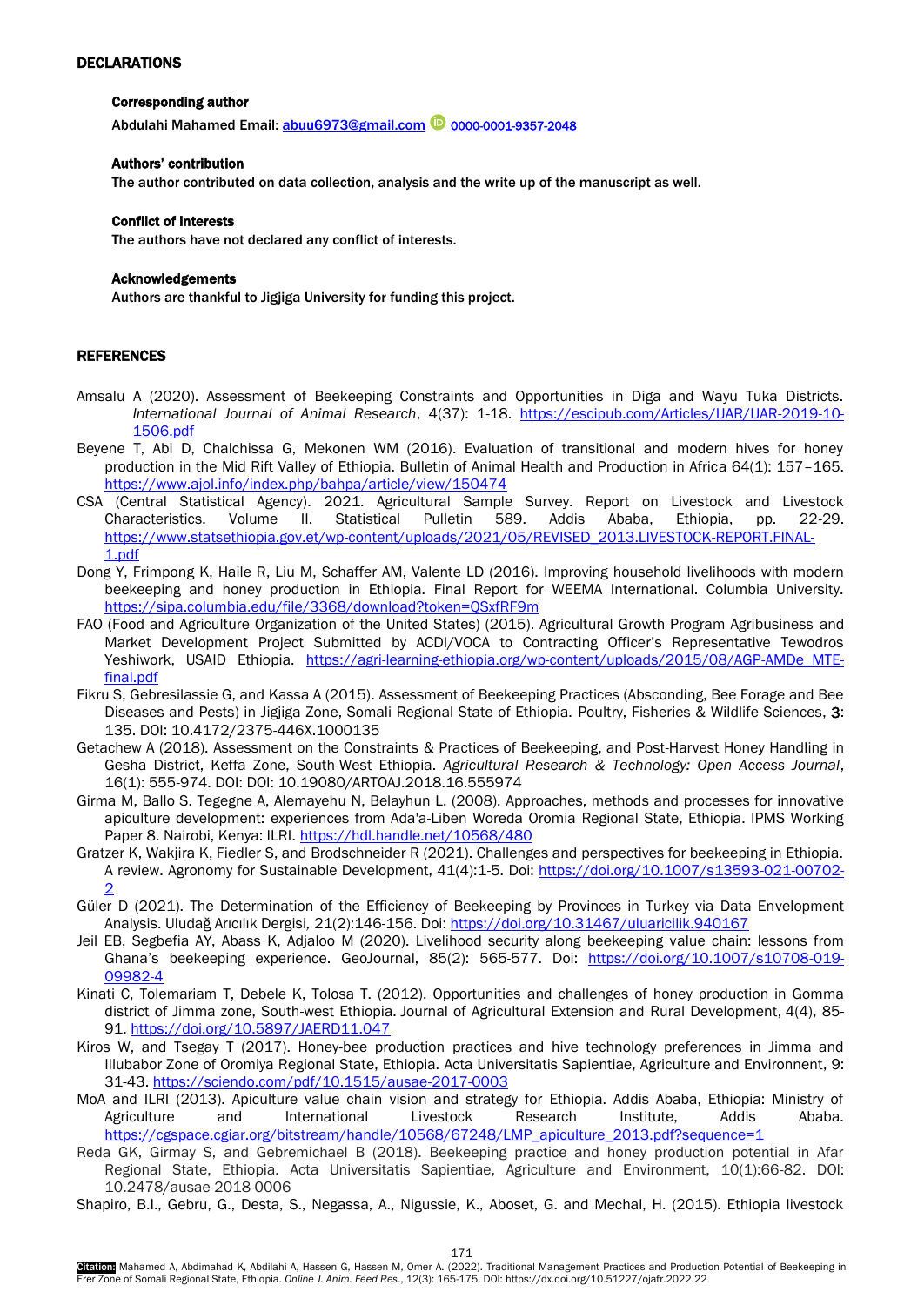## DECLARATIONS

### Corresponding author

Abdulahi Mahamed Email: abuu6973@gmail.com 0000-0001-9357-2048

### Authors' contribution

The author contributed on data collection, analysis and the write up of the manuscript as well.

### Conflict of interests

The authors have not declared any conflict of interests.

### Acknowledgements

Authors are thankful to Jigjiga University for funding this project.

## REFERENCES

Amsalu A (2020). Assessment of Beekeeping Constraints and Opportunities in Diga and Wayu Tuka Districts. *International Journal of Animal Research*, 4(37): 1-18. https://escipub.com/Articles/IJAR/IJAR-2019-10-1506.pdf

Beyene T, Abi D, Chalchissa G, Mekonen WM (2016). Evaluation of transitional and modern hives for honey production in the Mid Rift Valley of Ethiopia. Bulletin of Animal Health and Production in Africa 64(1): 157–165. https://www.ajol.info/index.php/bahpa/article/view/150474

CSA (Central Statistical Agency). 2021. Agricultural Sample Survey. Report on Livestock and Livestock Characteristics. Volume II. Statistical Pulletin 589. Addis Ababa, Ethiopia, pp. 22-29. https://www.statsethiopia.gov.et/wp-content/uploads/2021/05/REVISED_2013.LIVESTOCK-REPORT.FINAL-1.pdf

Dong Y, Frimpong K, Haile R, Liu M, Schaffer AM, Valente LD (2016). Improving household livelihoods with modern beekeeping and honey production in Ethiopia. Final Report for WEEMA International. Columbia University. https://sipa.columbia.edu/file/3368/download?token=QSxfRF9m

FAO (Food and Agriculture Organization of the United States) (2015). Agricultural Growth Program Agribusiness and Market Development Project Submitted by ACDI/VOCA to Contracting Officer's Representative Tewodros Yeshiwork, USAID Ethiopia. https://agri-learning-ethiopia.org/wp-content/uploads/2015/08/AGP-AMDe_MTE-final.pdf

Fikru S, Gebresilassie G, and Kassa A (2015). Assessment of Beekeeping Practices (Absconding, Bee Forage and Bee Diseases and Pests) in Jigjiga Zone, Somali Regional State of Ethiopia. Poultry, Fisheries & Wildlife Sciences, **3**: 135. DOI: 10.4172/2375-446X.1000135

Getachew A (2018). Assessment on the Constraints & Practices of Beekeeping, and Post-Harvest Honey Handling in Gesha District, Keffa Zone, South-West Ethiopia. *Agricultural Research & Technology: Open Access Journal*, 16(1): 555-974. DOI: DOI: 10.19080/ARTOAJ.2018.16.555974

Girma M, Ballo S. Tegegne A, Alemayehu N, Belayhun L. (2008). Approaches, methods and processes for innovative apiculture development: experiences from Ada'a-Liben Woreda Oromia Regional State, Ethiopia. IPMS Working Paper 8. Nairobi, Kenya: ILRI. https://hdl.handle.net/10568/480

Gratzer K, Wakjira K, Fiedler S, and Brodschneider R (2021). Challenges and perspectives for beekeeping in Ethiopia. A review. Agronomy for Sustainable Development, 41(4):1-5. Doi: https://doi.org/10.1007/s13593-021-00702-2

Güler D (2021). The Determination of the Efficiency of Beekeeping by Provinces in Turkey via Data Envelopment Analysis. Uludağ Arıcılık Dergisi, 21(2):146-156. Doi: https://doi.org/10.31467/uluaricilik.940167

Jeil EB, Segbefia AY, Abass K, Adjaloo M (2020). Livelihood security along beekeeping value chain: lessons from Ghana's beekeeping experience. GeoJournal, 85(2): 565-577. Doi: https://doi.org/10.1007/s10708-019-09982-4

Kinati C, Tolemariam T, Debele K, Tolosa T. (2012). Opportunities and challenges of honey production in Gomma district of Jimma zone, South-west Ethiopia. Journal of Agricultural Extension and Rural Development, 4(4), 85-91. https://doi.org/10.5897/JAERD11.047

Kiros W, and Tsegay T (2017). Honey-bee production practices and hive technology preferences in Jimma and Illubabor Zone of Oromiya Regional State, Ethiopia. Acta Universitatis Sapientiae, Agriculture and Environment, 9: 31-43. https://sciendo.com/pdf/10.1515/ausae-2017-0003

MoA and ILRI (2013). Apiculture value chain vision and strategy for Ethiopia. Addis Ababa, Ethiopia: Ministry of Agriculture and International Livestock Research Institute, Addis Ababa. https://cgspace.cgiar.org/bitstream/handle/10568/67248/LMP_apiculture_2013.pdf?sequence=1

Reda GK, Girmay S, and Gebremichael B (2018). Beekeeping practice and honey production potential in Afar Regional State, Ethiopia. Acta Universitatis Sapientiae, Agriculture and Environment, 10(1):66-82. DOI: 10.2478/ausae-2018-0006

Shapiro, B.I., Gebru, G., Desta, S., Negassa, A., Nigussie, K., Aboset, G. and Mechal, H. (2015). Ethiopia livestock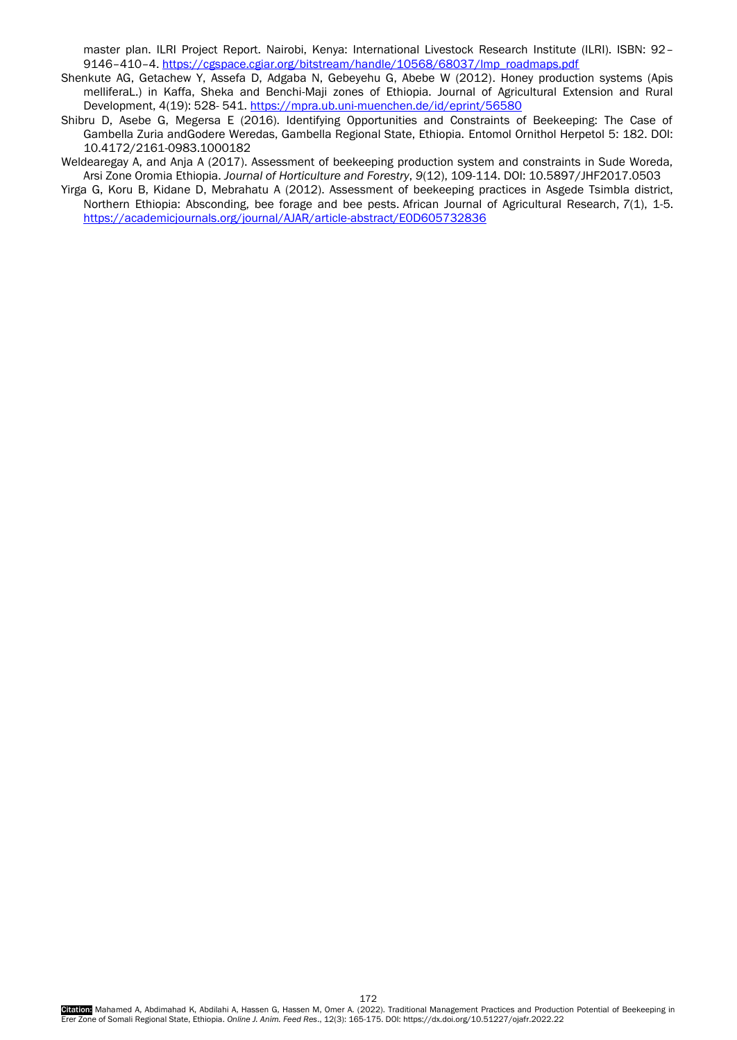master plan. ILRI Project Report. Nairobi, Kenya: International Livestock Research Institute (ILRI). ISBN: 92–9146–410–4. https://cgspace.cgiar.org/bitstream/handle/10568/68037/lmp_roadmaps.pdf

Shenkute AG, Getachew Y, Assefa D, Adgaba N, Gebeyehu G, Abebe W (2012). Honey production systems (Apis melliferaL.) in Kaffa, Sheka and Benchi-Maji zones of Ethiopia. Journal of Agricultural Extension and Rural Development, 4(19): 528- 541. https://mpra.ub.uni-muenchen.de/id/eprint/56580

Shibru D, Asebe G, Megersa E (2016). Identifying Opportunities and Constraints of Beekeeping: The Case of Gambella Zuria andGodere Weredas, Gambella Regional State, Ethiopia. Entomol Ornithol Herpetol 5: 182. DOI: 10.4172/2161-0983.1000182

Weldearegay A, and Anja A (2017). Assessment of beekeeping production system and constraints in Sude Woreda, Arsi Zone Oromia Ethiopia. *Journal of Horticulture and Forestry*, *9*(12), 109-114. DOI: 10.5897/JHF2017.0503

Yirga G, Koru B, Kidane D, Mebrahatu A (2012). Assessment of beekeeping practices in Asgede Tsimbla district, Northern Ethiopia: Absconding, bee forage and bee pests. African Journal of Agricultural Research, *7*(1), 1-5. https://academicjournals.org/journal/AJAR/article-abstract/E0D605732836